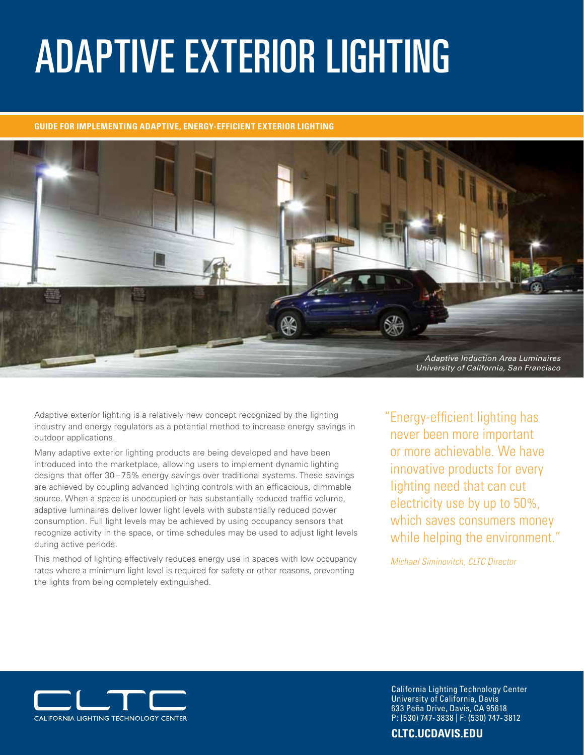# ADAPTIVE EXTERIOR LIGHTING

**GUIDE FOR IMPLEMENTING ADAPTIVE, ENERGY-EFFICIENT EXTERIOR LIGHTING**

*Adaptive Induction Area Luminaires*
*University of California, San Francisco*

Adaptive exterior lighting is a relatively new concept recognized by the lighting industry and energy regulators as a potential method to increase energy savings in outdoor applications.

Many adaptive exterior lighting products are being developed and have been introduced into the marketplace, allowing users to implement dynamic lighting designs that offer 30–75% energy savings over traditional systems. These savings are achieved by coupling advanced lighting controls with an efficacious, dimmable source. When a space is unoccupied or has substantially reduced traffic volume, adaptive luminaires deliver lower light levels with substantially reduced power consumption. Full light levels may be achieved by using occupancy sensors that recognize activity in the space, or time schedules may be used to adjust light levels during active periods.

This method of lighting effectively reduces energy use in spaces with low occupancy rates where a minimum light level is required for safety or other reasons, preventing the lights from being completely extinguished.

> "Energy-efficient lighting has never been more important or more achievable. We have innovative products for every lighting need that can cut electricity use by up to 50%, which saves consumers money while helping the environment."
>
> *Michael Siminovitch, CLTC Director*

CALIFORNIA LIGHTING TECHNOLOGY CENTER

California Lighting Technology Center
University of California, Davis
633 Peña Drive, Davis, CA 95618
P: (530) 747-3838 | F: (530) 747-3812

**CLTC.UCDAVIS.EDU**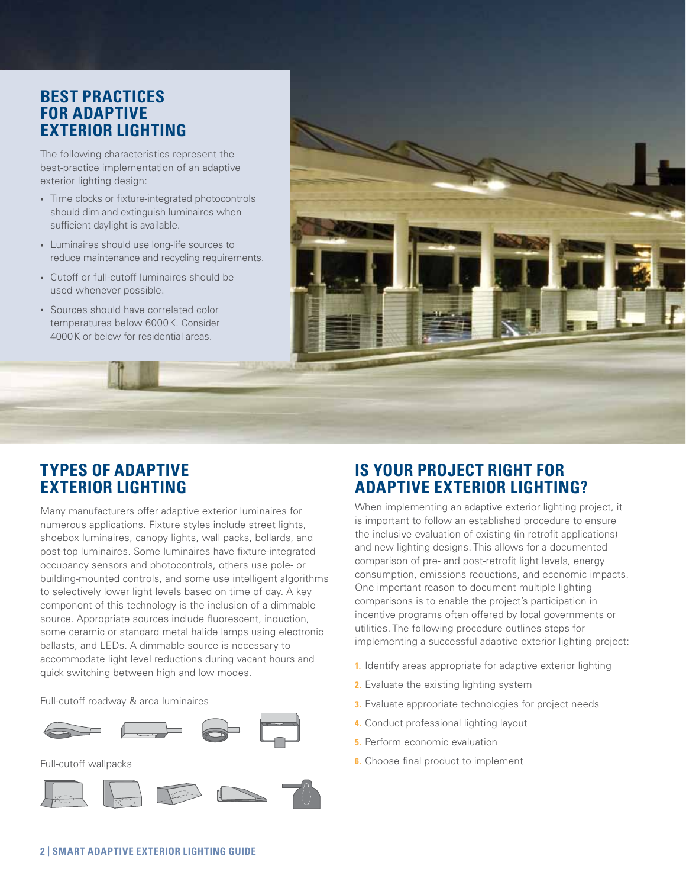## BEST PRACTICES FOR ADAPTIVE EXTERIOR LIGHTING

The following characteristics represent the best-practice implementation of an adaptive exterior lighting design:

- Time clocks or fixture-integrated photocontrols should dim and extinguish luminaires when sufficient daylight is available.
- Luminaires should use long-life sources to reduce maintenance and recycling requirements.
- Cutoff or full-cutoff luminaires should be used whenever possible.
- Sources should have correlated color temperatures below 6000 K. Consider 4000 K or below for residential areas.

## TYPES OF ADAPTIVE EXTERIOR LIGHTING

Many manufacturers offer adaptive exterior luminaires for numerous applications. Fixture styles include street lights, shoebox luminaires, canopy lights, wall packs, bollards, and post-top luminaires. Some luminaires have fixture-integrated occupancy sensors and photocontrols, others use pole- or building-mounted controls, and some use intelligent algorithms to selectively lower light levels based on time of day. A key component of this technology is the inclusion of a dimmable source. Appropriate sources include fluorescent, induction, some ceramic or standard metal halide lamps using electronic ballasts, and LEDs. A dimmable source is necessary to accommodate light level reductions during vacant hours and quick switching between high and low modes.

Full-cutoff roadway & area luminaires

Full-cutoff wallpacks

## IS YOUR PROJECT RIGHT FOR ADAPTIVE EXTERIOR LIGHTING?

When implementing an adaptive exterior lighting project, it is important to follow an established procedure to ensure the inclusive evaluation of existing (in retrofit applications) and new lighting designs. This allows for a documented comparison of pre- and post-retrofit light levels, energy consumption, emissions reductions, and economic impacts. One important reason to document multiple lighting comparisons is to enable the project's participation in incentive programs often offered by local governments or utilities. The following procedure outlines steps for implementing a successful adaptive exterior lighting project:

1. Identify areas appropriate for adaptive exterior lighting
2. Evaluate the existing lighting system
3. Evaluate appropriate technologies for project needs
4. Conduct professional lighting layout
5. Perform economic evaluation
6. Choose final product to implement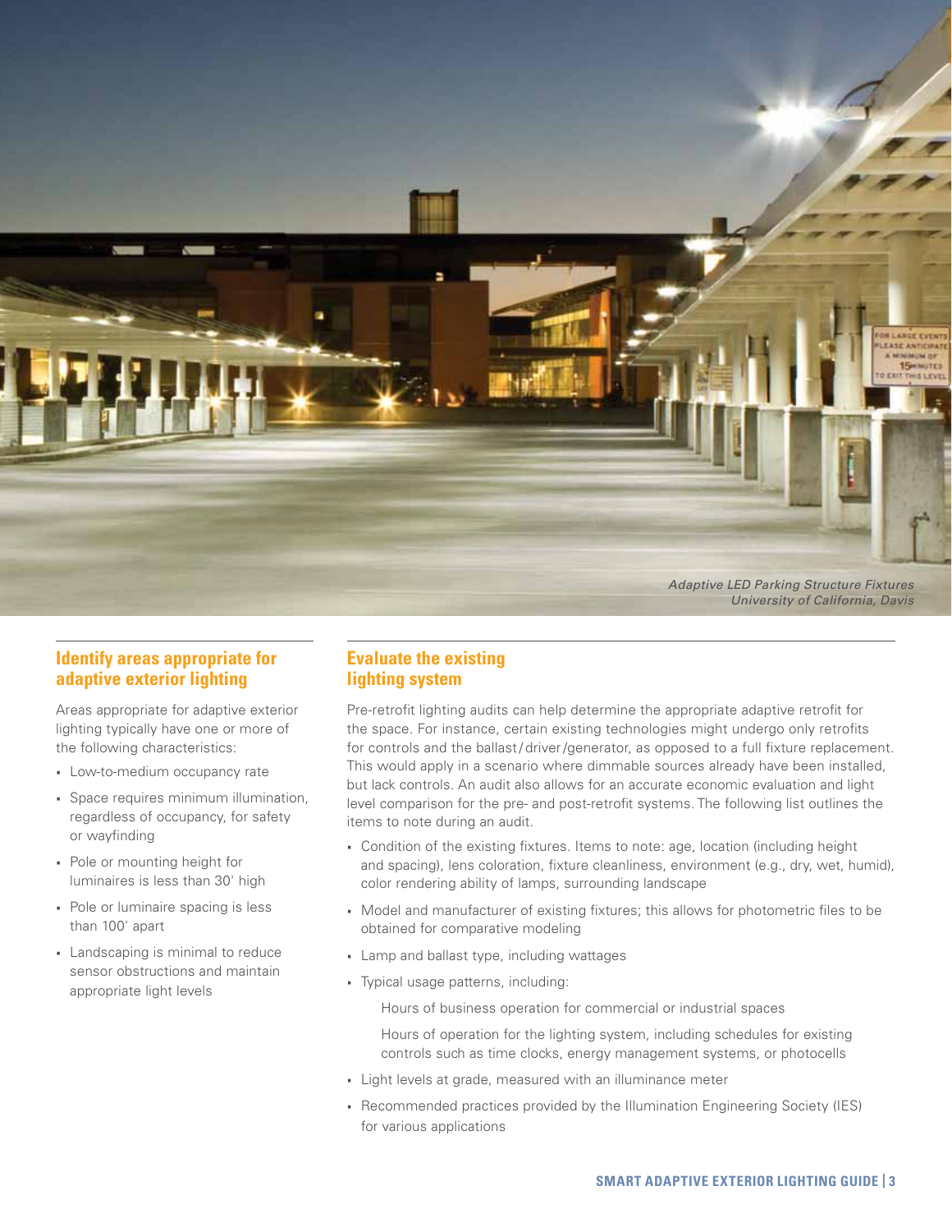*Adaptive LED Parking Structure Fixtures*
*University of California, Davis*

## Identify areas appropriate for adaptive exterior lighting

Areas appropriate for adaptive exterior lighting typically have one or more of the following characteristics:

- Low-to-medium occupancy rate
- Space requires minimum illumination, regardless of occupancy, for safety or wayfinding
- Pole or mounting height for luminaires is less than 30' high
- Pole or luminaire spacing is less than 100' apart
- Landscaping is minimal to reduce sensor obstructions and maintain appropriate light levels

## Evaluate the existing lighting system

Pre-retrofit lighting audits can help determine the appropriate adaptive retrofit for the space. For instance, certain existing technologies might undergo only retrofits for controls and the ballast/driver/generator, as opposed to a full fixture replacement. This would apply in a scenario where dimmable sources already have been installed, but lack controls. An audit also allows for an accurate economic evaluation and light level comparison for the pre- and post-retrofit systems. The following list outlines the items to note during an audit.

- Condition of the existing fixtures. Items to note: age, location (including height and spacing), lens coloration, fixture cleanliness, environment (e.g., dry, wet, humid), color rendering ability of lamps, surrounding landscape
- Model and manufacturer of existing fixtures; this allows for photometric files to be obtained for comparative modeling
- Lamp and ballast type, including wattages
- Typical usage patterns, including:

  Hours of business operation for commercial or industrial spaces

  Hours of operation for the lighting system, including schedules for existing controls such as time clocks, energy management systems, or photocells

- Light levels at grade, measured with an illuminance meter
- Recommended practices provided by the Illumination Engineering Society (IES) for various applications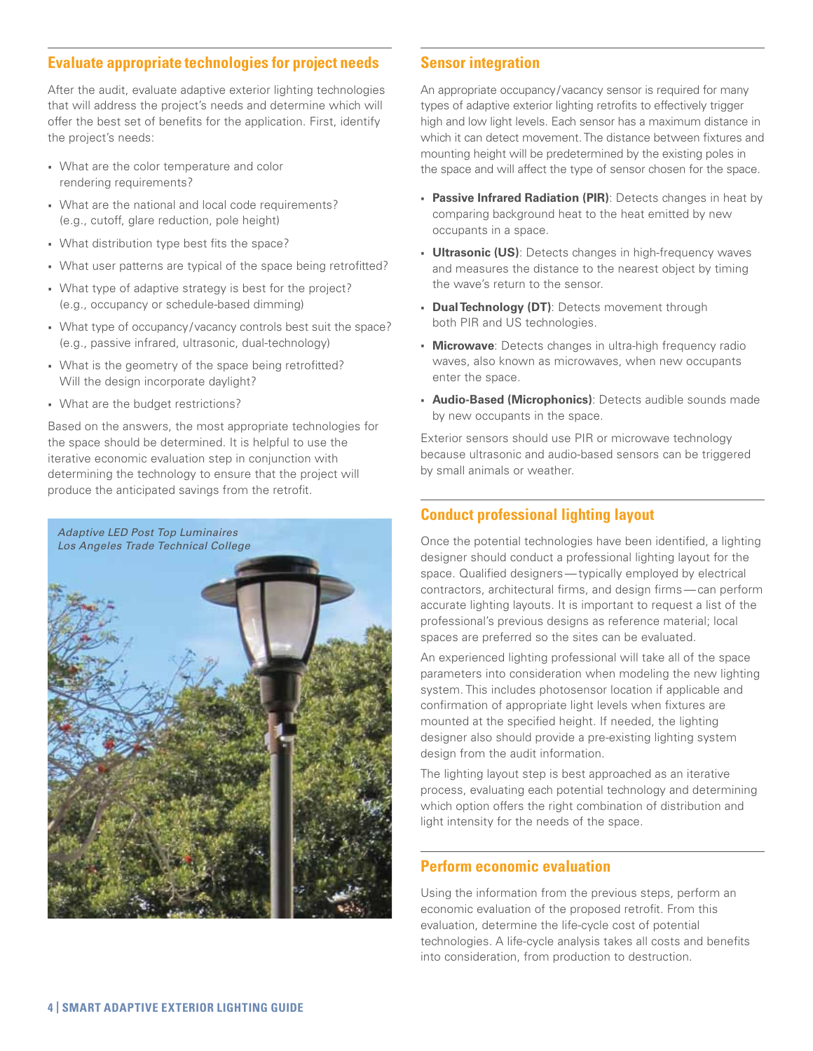## Evaluate appropriate technologies for project needs

After the audit, evaluate adaptive exterior lighting technologies that will address the project's needs and determine which will offer the best set of benefits for the application. First, identify the project's needs:

- What are the color temperature and color rendering requirements?
- What are the national and local code requirements? (e.g., cutoff, glare reduction, pole height)
- What distribution type best fits the space?
- What user patterns are typical of the space being retrofitted?
- What type of adaptive strategy is best for the project? (e.g., occupancy or schedule-based dimming)
- What type of occupancy/vacancy controls best suit the space? (e.g., passive infrared, ultrasonic, dual-technology)
- What is the geometry of the space being retrofitted? Will the design incorporate daylight?
- What are the budget restrictions?

Based on the answers, the most appropriate technologies for the space should be determined. It is helpful to use the iterative economic evaluation step in conjunction with determining the technology to ensure that the project will produce the anticipated savings from the retrofit.

*Adaptive LED Post Top Luminaires*
*Los Angeles Trade Technical College*

## Sensor integration

An appropriate occupancy/vacancy sensor is required for many types of adaptive exterior lighting retrofits to effectively trigger high and low light levels. Each sensor has a maximum distance in which it can detect movement. The distance between fixtures and mounting height will be predetermined by the existing poles in the space and will affect the type of sensor chosen for the space.

- **Passive Infrared Radiation (PIR)**: Detects changes in heat by comparing background heat to the heat emitted by new occupants in a space.
- **Ultrasonic (US)**: Detects changes in high-frequency waves and measures the distance to the nearest object by timing the wave's return to the sensor.
- **Dual Technology (DT)**: Detects movement through both PIR and US technologies.
- **Microwave**: Detects changes in ultra-high frequency radio waves, also known as microwaves, when new occupants enter the space.
- **Audio-Based (Microphonics)**: Detects audible sounds made by new occupants in the space.

Exterior sensors should use PIR or microwave technology because ultrasonic and audio-based sensors can be triggered by small animals or weather.

## Conduct professional lighting layout

Once the potential technologies have been identified, a lighting designer should conduct a professional lighting layout for the space. Qualified designers — typically employed by electrical contractors, architectural firms, and design firms — can perform accurate lighting layouts. It is important to request a list of the professional's previous designs as reference material; local spaces are preferred so the sites can be evaluated.

An experienced lighting professional will take all of the space parameters into consideration when modeling the new lighting system. This includes photosensor location if applicable and confirmation of appropriate light levels when fixtures are mounted at the specified height. If needed, the lighting designer also should provide a pre-existing lighting system design from the audit information.

The lighting layout step is best approached as an iterative process, evaluating each potential technology and determining which option offers the right combination of distribution and light intensity for the needs of the space.

## Perform economic evaluation

Using the information from the previous steps, perform an economic evaluation of the proposed retrofit. From this evaluation, determine the life-cycle cost of potential technologies. A life-cycle analysis takes all costs and benefits into consideration, from production to destruction.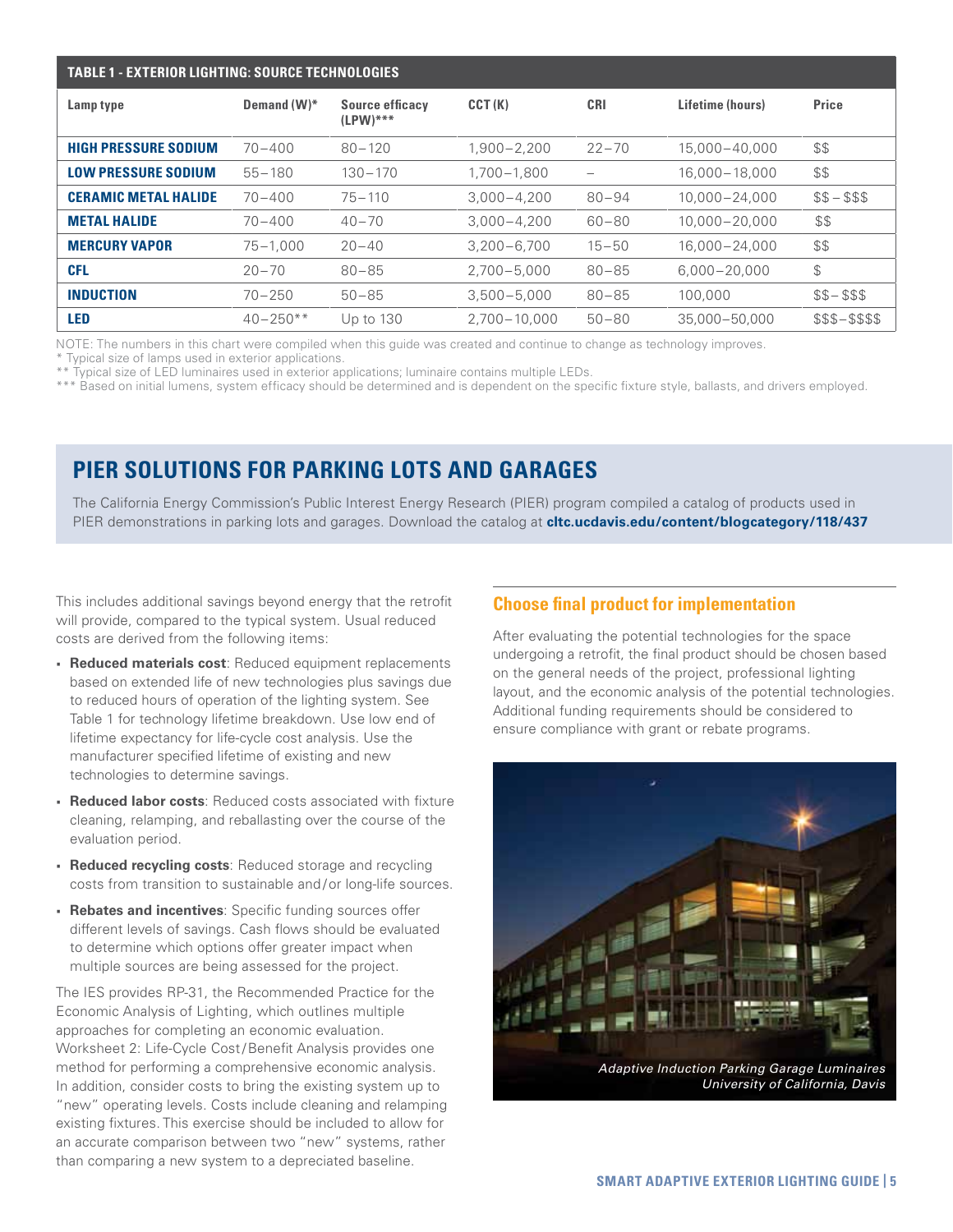**TABLE 1 - EXTERIOR LIGHTING: SOURCE TECHNOLOGIES**

| Lamp type | Demand (W)* | Source efficacy (LPW)*** | CCT (K) | CRI | Lifetime (hours) | Price |
|---|---|---|---|---|---|---|
| **HIGH PRESSURE SODIUM** | 70–400 | 80–120 | 1,900–2,200 | 22–70 | 15,000–40,000 | $$ |
| **LOW PRESSURE SODIUM** | 55–180 | 130–170 | 1,700–1,800 | – | 16,000–18,000 | $$ |
| **CERAMIC METAL HALIDE** | 70–400 | 75–110 | 3,000–4,200 | 80–94 | 10,000–24,000 | $$ – $$$ |
| **METAL HALIDE** | 70–400 | 40–70 | 3,000–4,200 | 60–80 | 10,000–20,000 | $$ |
| **MERCURY VAPOR** | 75–1,000 | 20–40 | 3,200–6,700 | 15–50 | 16,000–24,000 | $$ |
| **CFL** | 20–70 | 80–85 | 2,700–5,000 | 80–85 | 6,000–20,000 | $ |
| **INDUCTION** | 70–250 | 50–85 | 3,500–5,000 | 80–85 | 100,000 | $$– $$$ |
| **LED** | 40–250** | Up to 130 | 2,700–10,000 | 50–80 | 35,000–50,000 | $$$–$$$$ |

NOTE: The numbers in this chart were compiled when this guide was created and continue to change as technology improves.
* Typical size of lamps used in exterior applications.
** Typical size of LED luminaires used in exterior applications; luminaire contains multiple LEDs.
*** Based on initial lumens, system efficacy should be determined and is dependent on the specific fixture style, ballasts, and drivers employed.

## PIER SOLUTIONS FOR PARKING LOTS AND GARAGES

The California Energy Commission's Public Interest Energy Research (PIER) program compiled a catalog of products used in PIER demonstrations in parking lots and garages. Download the catalog at **cltc.ucdavis.edu/content/blogcategory/118/437**

This includes additional savings beyond energy that the retrofit will provide, compared to the typical system. Usual reduced costs are derived from the following items:

- **Reduced materials cost**: Reduced equipment replacements based on extended life of new technologies plus savings due to reduced hours of operation of the lighting system. See Table 1 for technology lifetime breakdown. Use low end of lifetime expectancy for life-cycle cost analysis. Use the manufacturer specified lifetime of existing and new technologies to determine savings.
- **Reduced labor costs**: Reduced costs associated with fixture cleaning, relamping, and reballasting over the course of the evaluation period.
- **Reduced recycling costs**: Reduced storage and recycling costs from transition to sustainable and/or long-life sources.
- **Rebates and incentives**: Specific funding sources offer different levels of savings. Cash flows should be evaluated to determine which options offer greater impact when multiple sources are being assessed for the project.

The IES provides RP-31, the Recommended Practice for the Economic Analysis of Lighting, which outlines multiple approaches for completing an economic evaluation. Worksheet 2: Life-Cycle Cost/Benefit Analysis provides one method for performing a comprehensive economic analysis. In addition, consider costs to bring the existing system up to "new" operating levels. Costs include cleaning and relamping existing fixtures. This exercise should be included to allow for an accurate comparison between two "new" systems, rather than comparing a new system to a depreciated baseline.

### Choose final product for implementation

After evaluating the potential technologies for the space undergoing a retrofit, the final product should be chosen based on the general needs of the project, professional lighting layout, and the economic analysis of the potential technologies. Additional funding requirements should be considered to ensure compliance with grant or rebate programs.

*Adaptive Induction Parking Garage Luminaires*
*University of California, Davis*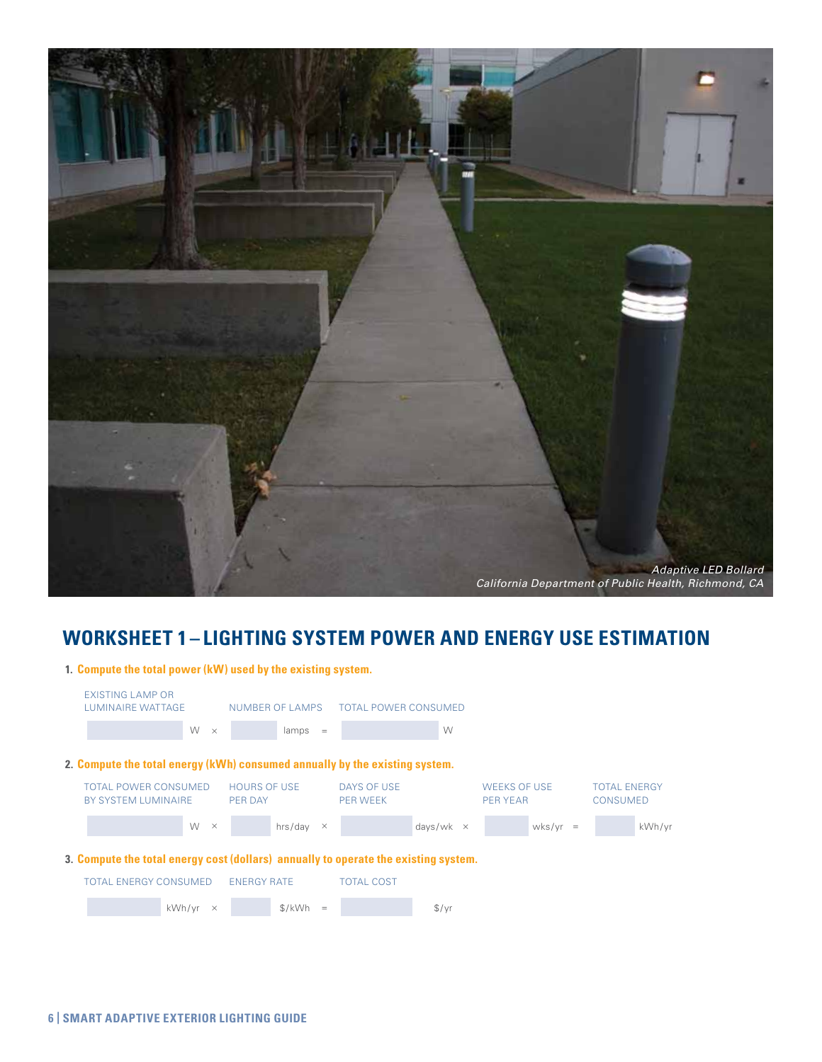Adaptive LED Bollard
*California Department of Public Health, Richmond, CA*

## WORKSHEET 1 – LIGHTING SYSTEM POWER AND ENERGY USE ESTIMATION

**1. Compute the total power (kW) used by the existing system.**

| EXISTING LAMP OR LUMINAIRE WATTAGE | | NUMBER OF LAMPS | | TOTAL POWER CONSUMED |
|---|---|---|---|---|
| W | × | lamps | = | W |

**2. Compute the total energy (kWh) consumed annually by the existing system.**

| TOTAL POWER CONSUMED BY SYSTEM LUMINAIRE | | HOURS OF USE PER DAY | | DAYS OF USE PER WEEK | | WEEKS OF USE PER YEAR | | TOTAL ENERGY CONSUMED |
|---|---|---|---|---|---|---|---|---|
| W | × | hrs/day | × | days/wk | × | wks/yr | = | kWh/yr |

**3. Compute the total energy cost (dollars) annually to operate the existing system.**

| TOTAL ENERGY CONSUMED | | ENERGY RATE | | TOTAL COST |
|---|---|---|---|---|
| kWh/yr | × | $/kWh | = | $/yr |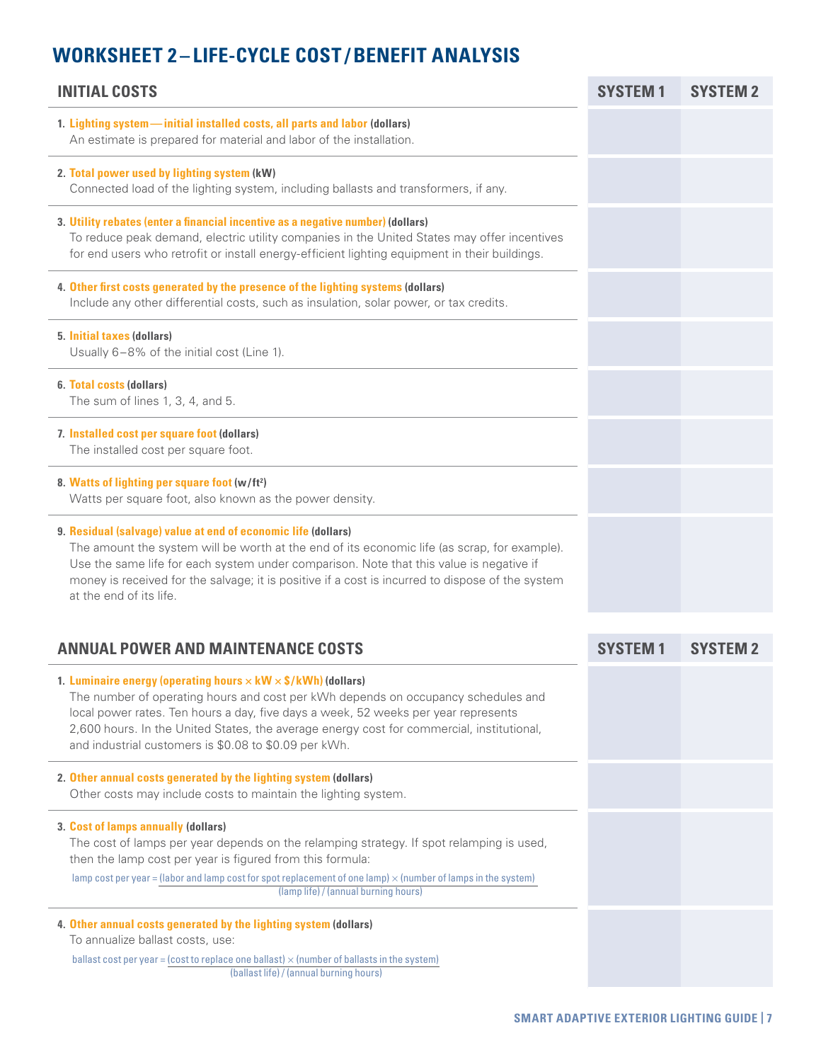# WORKSHEET 2 – LIFE-CYCLE COST / BENEFIT ANALYSIS

| INITIAL COSTS | SYSTEM 1 | SYSTEM 2 |
|---|---|---|
| **1. Lighting system — initial installed costs, all parts and labor (dollars)**<br>An estimate is prepared for material and labor of the installation. | | |
| **2. Total power used by lighting system (kW)**<br>Connected load of the lighting system, including ballasts and transformers, if any. | | |
| **3. Utility rebates (enter a financial incentive as a negative number) (dollars)**<br>To reduce peak demand, electric utility companies in the United States may offer incentives for end users who retrofit or install energy-efficient lighting equipment in their buildings. | | |
| **4. Other first costs generated by the presence of the lighting systems (dollars)**<br>Include any other differential costs, such as insulation, solar power, or tax credits. | | |
| **5. Initial taxes (dollars)**<br>Usually 6–8% of the initial cost (Line 1). | | |
| **6. Total costs (dollars)**<br>The sum of lines 1, 3, 4, and 5. | | |
| **7. Installed cost per square foot (dollars)**<br>The installed cost per square foot. | | |
| **8. Watts of lighting per square foot (w/ft²)**<br>Watts per square foot, also known as the power density. | | |
| **9. Residual (salvage) value at end of economic life (dollars)**<br>The amount the system will be worth at the end of its economic life (as scrap, for example). Use the same life for each system under comparison. Note that this value is negative if money is received for the salvage; it is positive if a cost is incurred to dispose of the system at the end of its life. | | |

| ANNUAL POWER AND MAINTENANCE COSTS | SYSTEM 1 | SYSTEM 2 |
|---|---|---|
| **1. Luminaire energy (operating hours × kW × $/kWh) (dollars)**<br>The number of operating hours and cost per kWh depends on occupancy schedules and local power rates. Ten hours a day, five days a week, 52 weeks per year represents 2,600 hours. In the United States, the average energy cost for commercial, institutional, and industrial customers is $0.08 to $0.09 per kWh. | | |
| **2. Other annual costs generated by the lighting system (dollars)**<br>Other costs may include costs to maintain the lighting system. | | |
| **3. Cost of lamps annually (dollars)**<br>The cost of lamps per year depends on the relamping strategy. If spot relamping is used, then the lamp cost per year is figured from this formula:<br>$\text{lamp cost per year} = \dfrac{\text{(labor and lamp cost for spot replacement of one lamp)} \times \text{(number of lamps in the system)}}{\text{(lamp life) / (annual burning hours)}}$ | | |
| **4. Other annual costs generated by the lighting system (dollars)**<br>To annualize ballast costs, use:<br>$\text{ballast cost per year} = \dfrac{\text{(cost to replace one ballast)} \times \text{(number of ballasts in the system)}}{\text{(ballast life) / (annual burning hours)}}$ | | |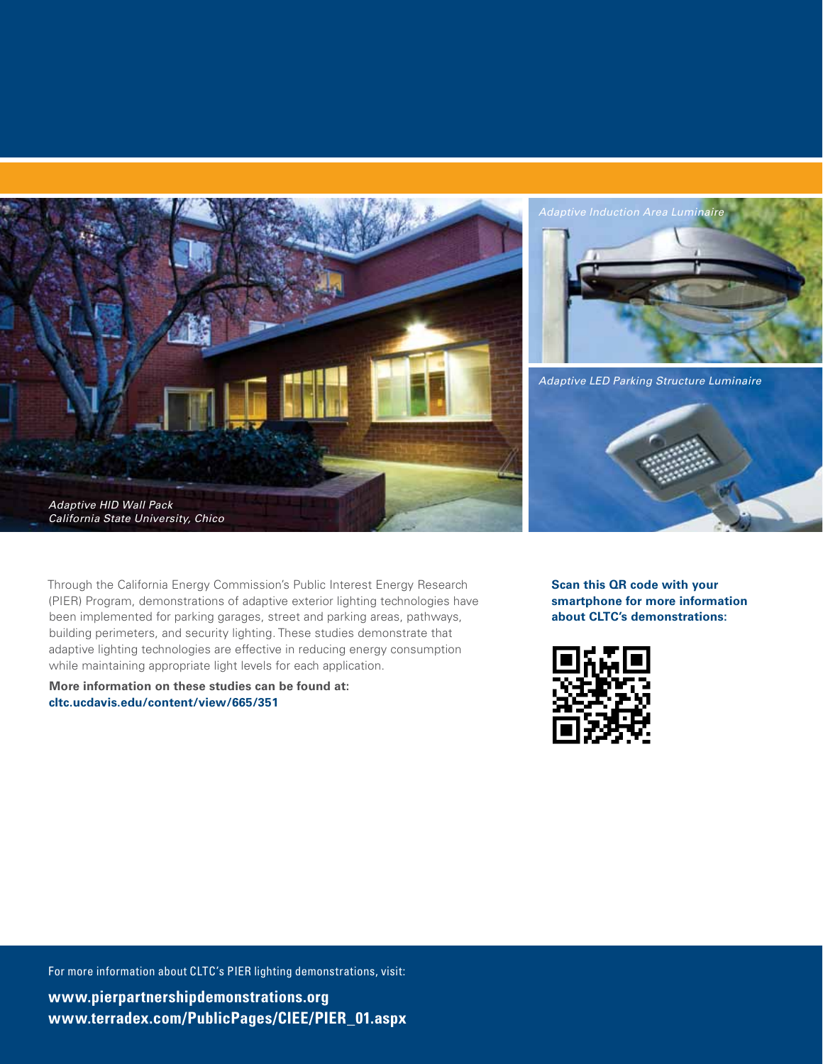*Adaptive HID Wall Pack*
*California State University, Chico*

*Adaptive Induction Area Luminaire*

*Adaptive LED Parking Structure Luminaire*

Through the California Energy Commission's Public Interest Energy Research (PIER) Program, demonstrations of adaptive exterior lighting technologies have been implemented for parking garages, street and parking areas, pathways, building perimeters, and security lighting. These studies demonstrate that adaptive lighting technologies are effective in reducing energy consumption while maintaining appropriate light levels for each application.

**More information on these studies can be found at:**
**cltc.ucdavis.edu/content/view/665/351**

**Scan this QR code with your smartphone for more information about CLTC's demonstrations:**

For more information about CLTC's PIER lighting demonstrations, visit:

**www.pierpartnershipdemonstrations.org**
**www.terradex.com/PublicPages/CIEE/PIER_01.aspx**